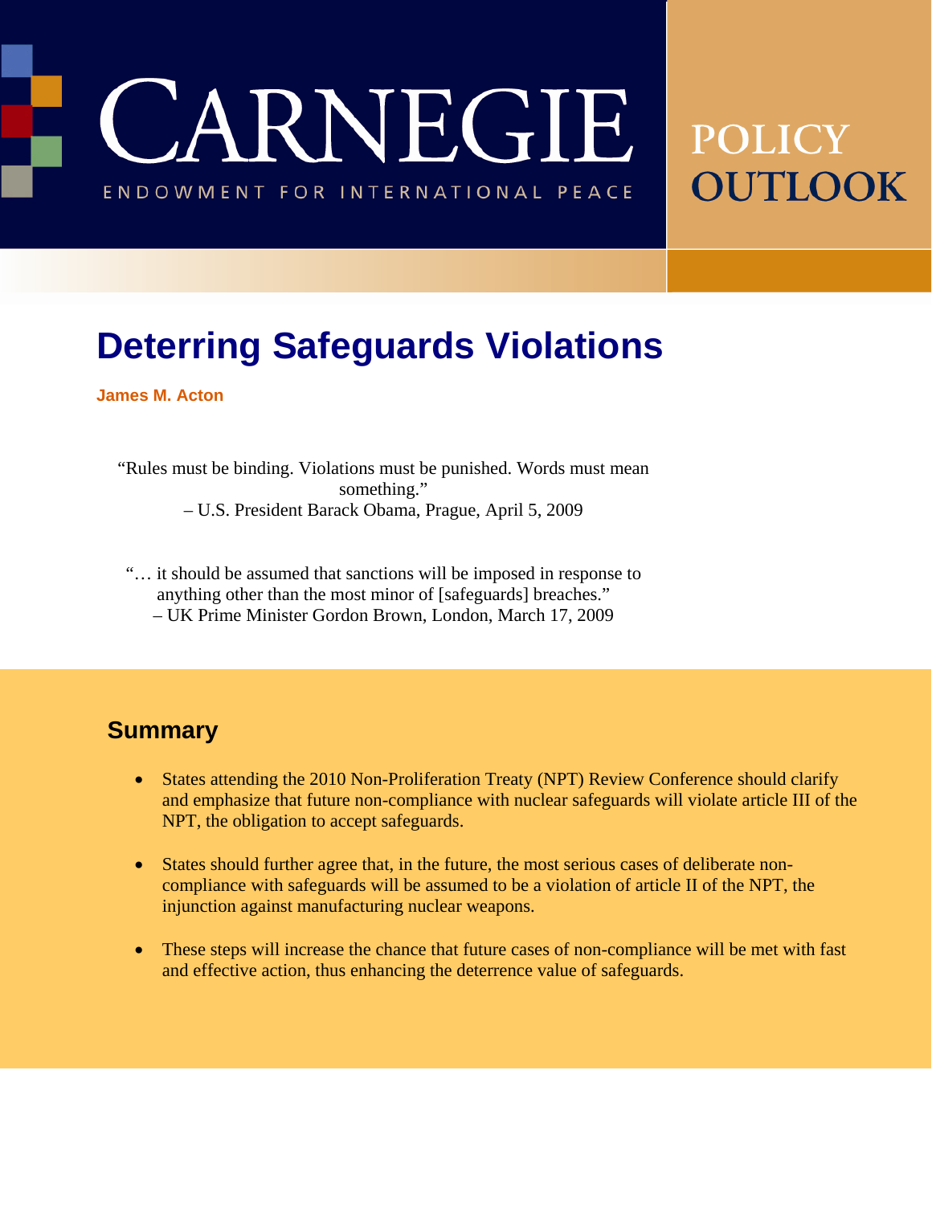# CARNEGIE

ENDOWMENT FOR INTERNATIONAL PEACE

POLICY OUTLOOK

# Deterring Safeguards Violations

**James M. Acton**

"Rules must be binding. Violations must be punished. Words must mean something."
– U.S. President Barack Obama, Prague, April 5, 2009

"… it should be assumed that sanctions will be imposed in response to anything other than the most minor of [safeguards] breaches."
– UK Prime Minister Gordon Brown, London, March 17, 2009

## Summary

- States attending the 2010 Non-Proliferation Treaty (NPT) Review Conference should clarify and emphasize that future non-compliance with nuclear safeguards will violate article III of the NPT, the obligation to accept safeguards.
- States should further agree that, in the future, the most serious cases of deliberate non-compliance with safeguards will be assumed to be a violation of article II of the NPT, the injunction against manufacturing nuclear weapons.
- These steps will increase the chance that future cases of non-compliance will be met with fast and effective action, thus enhancing the deterrence value of safeguards.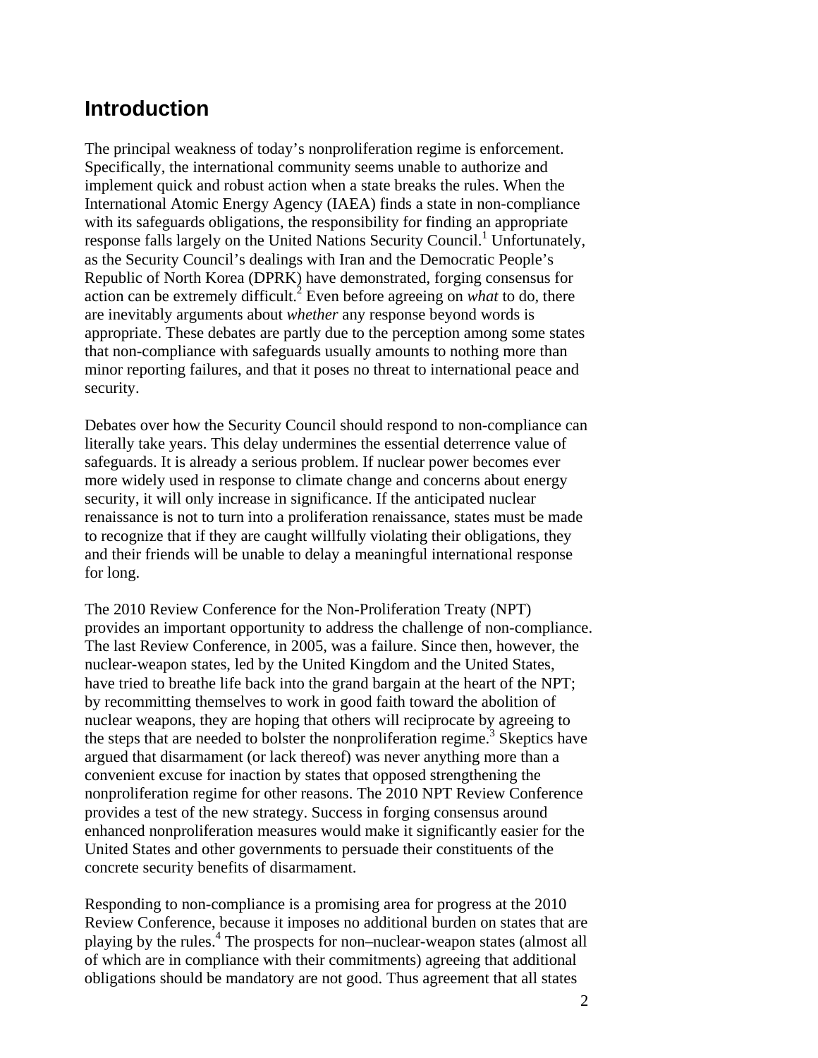## Introduction

The principal weakness of today's nonproliferation regime is enforcement. Specifically, the international community seems unable to authorize and implement quick and robust action when a state breaks the rules. When the International Atomic Energy Agency (IAEA) finds a state in non-compliance with its safeguards obligations, the responsibility for finding an appropriate response falls largely on the United Nations Security Council.[1] Unfortunately, as the Security Council's dealings with Iran and the Democratic People's Republic of North Korea (DPRK) have demonstrated, forging consensus for action can be extremely difficult.[2] Even before agreeing on *what* to do, there are inevitably arguments about *whether* any response beyond words is appropriate. These debates are partly due to the perception among some states that non-compliance with safeguards usually amounts to nothing more than minor reporting failures, and that it poses no threat to international peace and security.

Debates over how the Security Council should respond to non-compliance can literally take years. This delay undermines the essential deterrence value of safeguards. It is already a serious problem. If nuclear power becomes ever more widely used in response to climate change and concerns about energy security, it will only increase in significance. If the anticipated nuclear renaissance is not to turn into a proliferation renaissance, states must be made to recognize that if they are caught willfully violating their obligations, they and their friends will be unable to delay a meaningful international response for long.

The 2010 Review Conference for the Non-Proliferation Treaty (NPT) provides an important opportunity to address the challenge of non-compliance. The last Review Conference, in 2005, was a failure. Since then, however, the nuclear-weapon states, led by the United Kingdom and the United States, have tried to breathe life back into the grand bargain at the heart of the NPT; by recommitting themselves to work in good faith toward the abolition of nuclear weapons, they are hoping that others will reciprocate by agreeing to the steps that are needed to bolster the nonproliferation regime.[3] Skeptics have argued that disarmament (or lack thereof) was never anything more than a convenient excuse for inaction by states that opposed strengthening the nonproliferation regime for other reasons. The 2010 NPT Review Conference provides a test of the new strategy. Success in forging consensus around enhanced nonproliferation measures would make it significantly easier for the United States and other governments to persuade their constituents of the concrete security benefits of disarmament.

Responding to non-compliance is a promising area for progress at the 2010 Review Conference, because it imposes no additional burden on states that are playing by the rules.[4] The prospects for non–nuclear-weapon states (almost all of which are in compliance with their commitments) agreeing that additional obligations should be mandatory are not good. Thus agreement that all states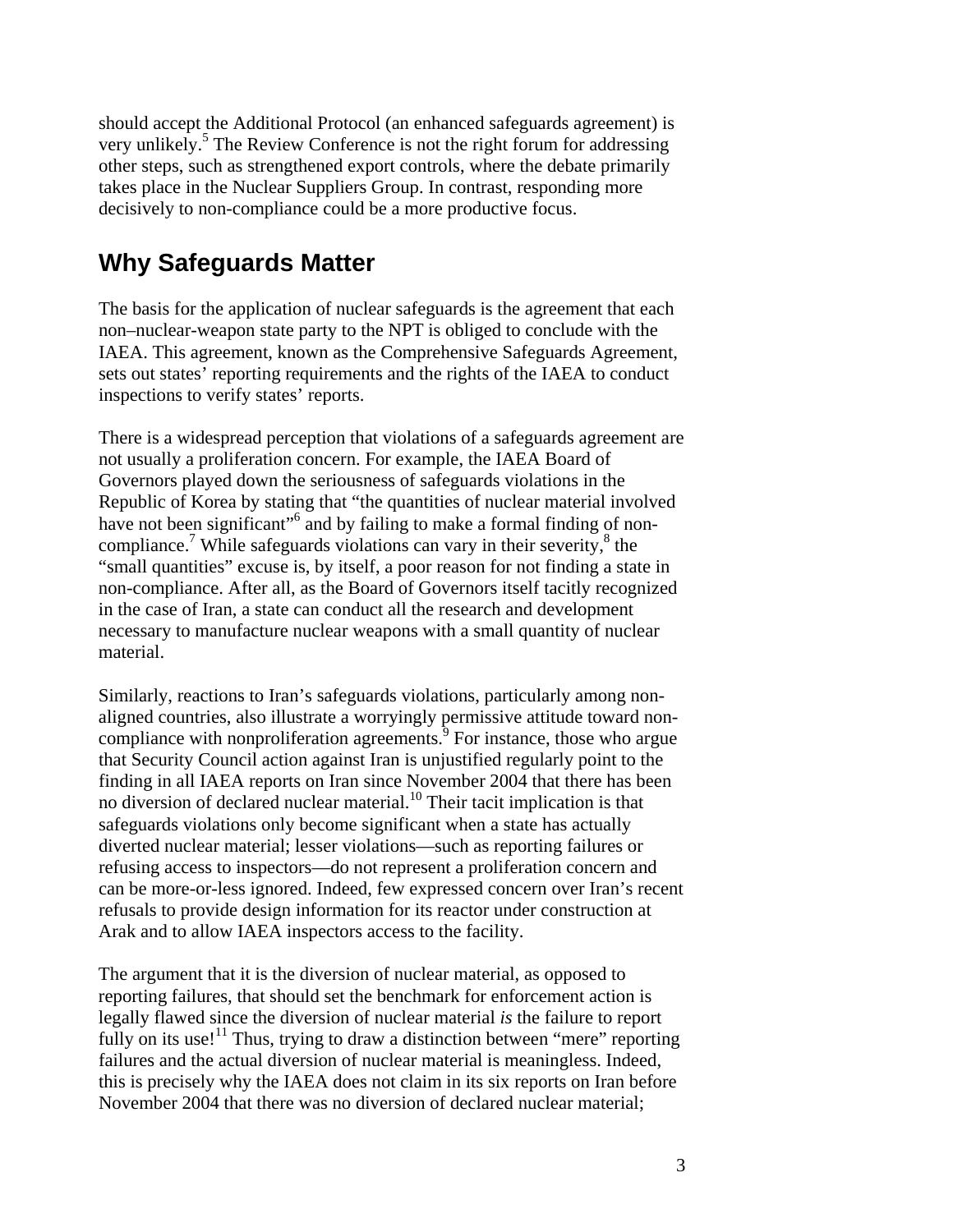should accept the Additional Protocol (an enhanced safeguards agreement) is very unlikely.[5] The Review Conference is not the right forum for addressing other steps, such as strengthened export controls, where the debate primarily takes place in the Nuclear Suppliers Group. In contrast, responding more decisively to non-compliance could be a more productive focus.

## Why Safeguards Matter

The basis for the application of nuclear safeguards is the agreement that each non–nuclear-weapon state party to the NPT is obliged to conclude with the IAEA. This agreement, known as the Comprehensive Safeguards Agreement, sets out states' reporting requirements and the rights of the IAEA to conduct inspections to verify states' reports.

There is a widespread perception that violations of a safeguards agreement are not usually a proliferation concern. For example, the IAEA Board of Governors played down the seriousness of safeguards violations in the Republic of Korea by stating that "the quantities of nuclear material involved have not been significant"[6] and by failing to make a formal finding of non-compliance.[7] While safeguards violations can vary in their severity,[8] the "small quantities" excuse is, by itself, a poor reason for not finding a state in non-compliance. After all, as the Board of Governors itself tacitly recognized in the case of Iran, a state can conduct all the research and development necessary to manufacture nuclear weapons with a small quantity of nuclear material.

Similarly, reactions to Iran's safeguards violations, particularly among non-aligned countries, also illustrate a worryingly permissive attitude toward non-compliance with nonproliferation agreements.[9] For instance, those who argue that Security Council action against Iran is unjustified regularly point to the finding in all IAEA reports on Iran since November 2004 that there has been no diversion of declared nuclear material.[10] Their tacit implication is that safeguards violations only become significant when a state has actually diverted nuclear material; lesser violations—such as reporting failures or refusing access to inspectors—do not represent a proliferation concern and can be more-or-less ignored. Indeed, few expressed concern over Iran's recent refusals to provide design information for its reactor under construction at Arak and to allow IAEA inspectors access to the facility.

The argument that it is the diversion of nuclear material, as opposed to reporting failures, that should set the benchmark for enforcement action is legally flawed since the diversion of nuclear material *is* the failure to report fully on its use![11] Thus, trying to draw a distinction between "mere" reporting failures and the actual diversion of nuclear material is meaningless. Indeed, this is precisely why the IAEA does not claim in its six reports on Iran before November 2004 that there was no diversion of declared nuclear material;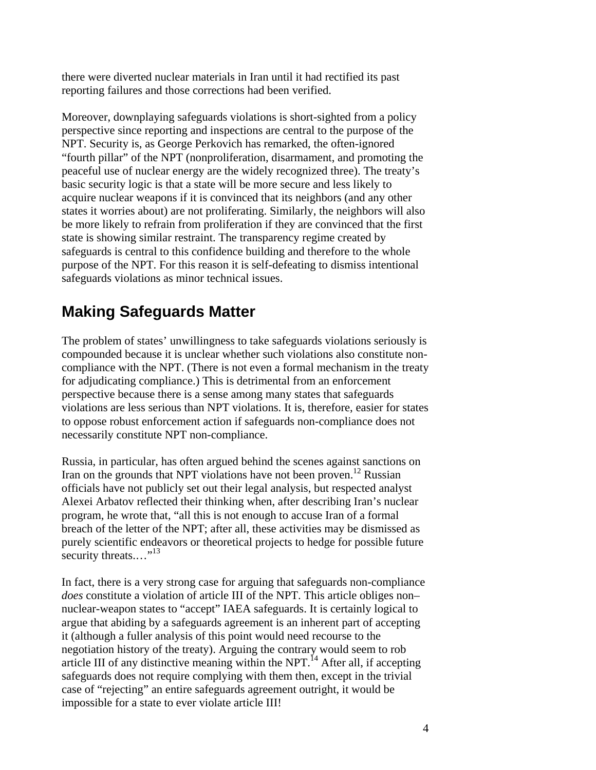there were diverted nuclear materials in Iran until it had rectified its past reporting failures and those corrections had been verified.

Moreover, downplaying safeguards violations is short-sighted from a policy perspective since reporting and inspections are central to the purpose of the NPT. Security is, as George Perkovich has remarked, the often-ignored "fourth pillar" of the NPT (nonproliferation, disarmament, and promoting the peaceful use of nuclear energy are the widely recognized three). The treaty's basic security logic is that a state will be more secure and less likely to acquire nuclear weapons if it is convinced that its neighbors (and any other states it worries about) are not proliferating. Similarly, the neighbors will also be more likely to refrain from proliferation if they are convinced that the first state is showing similar restraint. The transparency regime created by safeguards is central to this confidence building and therefore to the whole purpose of the NPT. For this reason it is self-defeating to dismiss intentional safeguards violations as minor technical issues.

## Making Safeguards Matter

The problem of states' unwillingness to take safeguards violations seriously is compounded because it is unclear whether such violations also constitute non-compliance with the NPT. (There is not even a formal mechanism in the treaty for adjudicating compliance.) This is detrimental from an enforcement perspective because there is a sense among many states that safeguards violations are less serious than NPT violations. It is, therefore, easier for states to oppose robust enforcement action if safeguards non-compliance does not necessarily constitute NPT non-compliance.

Russia, in particular, has often argued behind the scenes against sanctions on Iran on the grounds that NPT violations have not been proven.[12] Russian officials have not publicly set out their legal analysis, but respected analyst Alexei Arbatov reflected their thinking when, after describing Iran's nuclear program, he wrote that, "all this is not enough to accuse Iran of a formal breach of the letter of the NPT; after all, these activities may be dismissed as purely scientific endeavors or theoretical projects to hedge for possible future security threats.…"[13]

In fact, there is a very strong case for arguing that safeguards non-compliance *does* constitute a violation of article III of the NPT. This article obliges non–nuclear-weapon states to "accept" IAEA safeguards. It is certainly logical to argue that abiding by a safeguards agreement is an inherent part of accepting it (although a fuller analysis of this point would need recourse to the negotiation history of the treaty). Arguing the contrary would seem to rob article III of any distinctive meaning within the NPT.[14] After all, if accepting safeguards does not require complying with them then, except in the trivial case of "rejecting" an entire safeguards agreement outright, it would be impossible for a state to ever violate article III!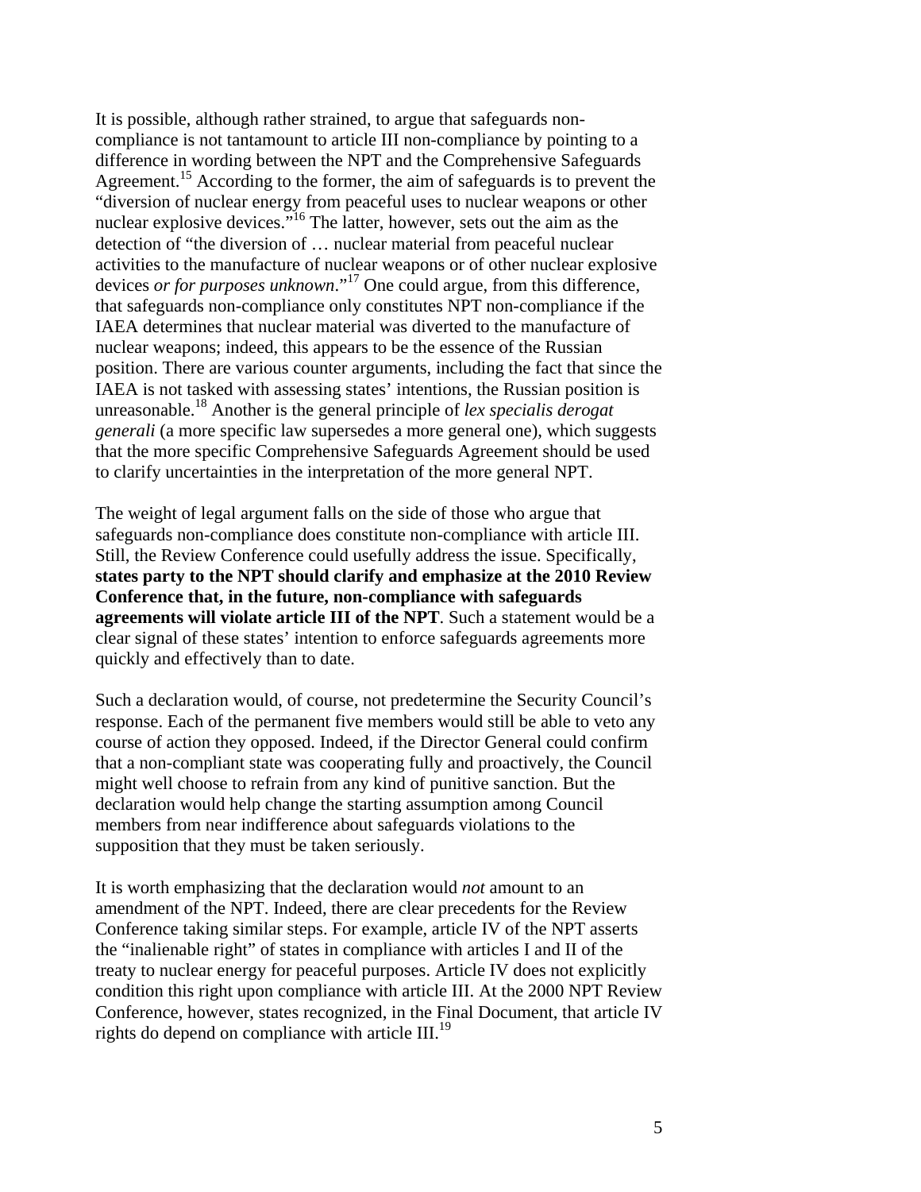It is possible, although rather strained, to argue that safeguards non-compliance is not tantamount to article III non-compliance by pointing to a difference in wording between the NPT and the Comprehensive Safeguards Agreement.[15] According to the former, the aim of safeguards is to prevent the "diversion of nuclear energy from peaceful uses to nuclear weapons or other nuclear explosive devices."[16] The latter, however, sets out the aim as the detection of "the diversion of … nuclear material from peaceful nuclear activities to the manufacture of nuclear weapons or of other nuclear explosive devices *or for purposes unknown*."[17] One could argue, from this difference, that safeguards non-compliance only constitutes NPT non-compliance if the IAEA determines that nuclear material was diverted to the manufacture of nuclear weapons; indeed, this appears to be the essence of the Russian position. There are various counter arguments, including the fact that since the IAEA is not tasked with assessing states' intentions, the Russian position is unreasonable.[18] Another is the general principle of *lex specialis derogat generali* (a more specific law supersedes a more general one), which suggests that the more specific Comprehensive Safeguards Agreement should be used to clarify uncertainties in the interpretation of the more general NPT.

The weight of legal argument falls on the side of those who argue that safeguards non-compliance does constitute non-compliance with article III. Still, the Review Conference could usefully address the issue. Specifically, **states party to the NPT should clarify and emphasize at the 2010 Review Conference that, in the future, non-compliance with safeguards agreements will violate article III of the NPT**. Such a statement would be a clear signal of these states' intention to enforce safeguards agreements more quickly and effectively than to date.

Such a declaration would, of course, not predetermine the Security Council's response. Each of the permanent five members would still be able to veto any course of action they opposed. Indeed, if the Director General could confirm that a non-compliant state was cooperating fully and proactively, the Council might well choose to refrain from any kind of punitive sanction. But the declaration would help change the starting assumption among Council members from near indifference about safeguards violations to the supposition that they must be taken seriously.

It is worth emphasizing that the declaration would *not* amount to an amendment of the NPT. Indeed, there are clear precedents for the Review Conference taking similar steps. For example, article IV of the NPT asserts the "inalienable right" of states in compliance with articles I and II of the treaty to nuclear energy for peaceful purposes. Article IV does not explicitly condition this right upon compliance with article III. At the 2000 NPT Review Conference, however, states recognized, in the Final Document, that article IV rights do depend on compliance with article III.[19]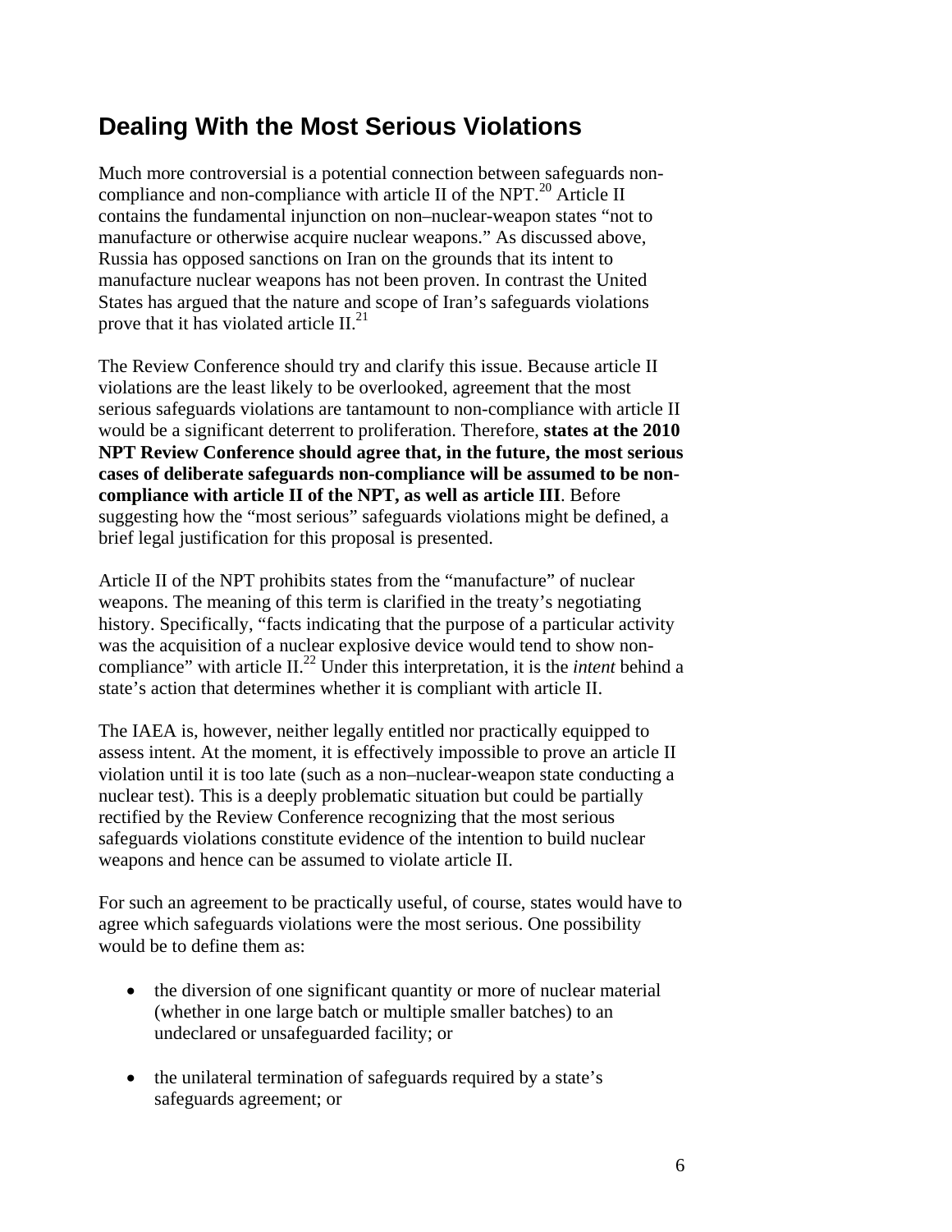## Dealing With the Most Serious Violations

Much more controversial is a potential connection between safeguards non-compliance and non-compliance with article II of the NPT.[20] Article II contains the fundamental injunction on non–nuclear-weapon states "not to manufacture or otherwise acquire nuclear weapons." As discussed above, Russia has opposed sanctions on Iran on the grounds that its intent to manufacture nuclear weapons has not been proven. In contrast the United States has argued that the nature and scope of Iran's safeguards violations prove that it has violated article II.[21]

The Review Conference should try and clarify this issue. Because article II violations are the least likely to be overlooked, agreement that the most serious safeguards violations are tantamount to non-compliance with article II would be a significant deterrent to proliferation. Therefore, **states at the 2010 NPT Review Conference should agree that, in the future, the most serious cases of deliberate safeguards non-compliance will be assumed to be non-compliance with article II of the NPT, as well as article III**. Before suggesting how the "most serious" safeguards violations might be defined, a brief legal justification for this proposal is presented.

Article II of the NPT prohibits states from the "manufacture" of nuclear weapons. The meaning of this term is clarified in the treaty's negotiating history. Specifically, "facts indicating that the purpose of a particular activity was the acquisition of a nuclear explosive device would tend to show non-compliance" with article II.[22] Under this interpretation, it is the *intent* behind a state's action that determines whether it is compliant with article II.

The IAEA is, however, neither legally entitled nor practically equipped to assess intent. At the moment, it is effectively impossible to prove an article II violation until it is too late (such as a non–nuclear-weapon state conducting a nuclear test). This is a deeply problematic situation but could be partially rectified by the Review Conference recognizing that the most serious safeguards violations constitute evidence of the intention to build nuclear weapons and hence can be assumed to violate article II.

For such an agreement to be practically useful, of course, states would have to agree which safeguards violations were the most serious. One possibility would be to define them as:

- the diversion of one significant quantity or more of nuclear material (whether in one large batch or multiple smaller batches) to an undeclared or unsafeguarded facility; or

- the unilateral termination of safeguards required by a state's safeguards agreement; or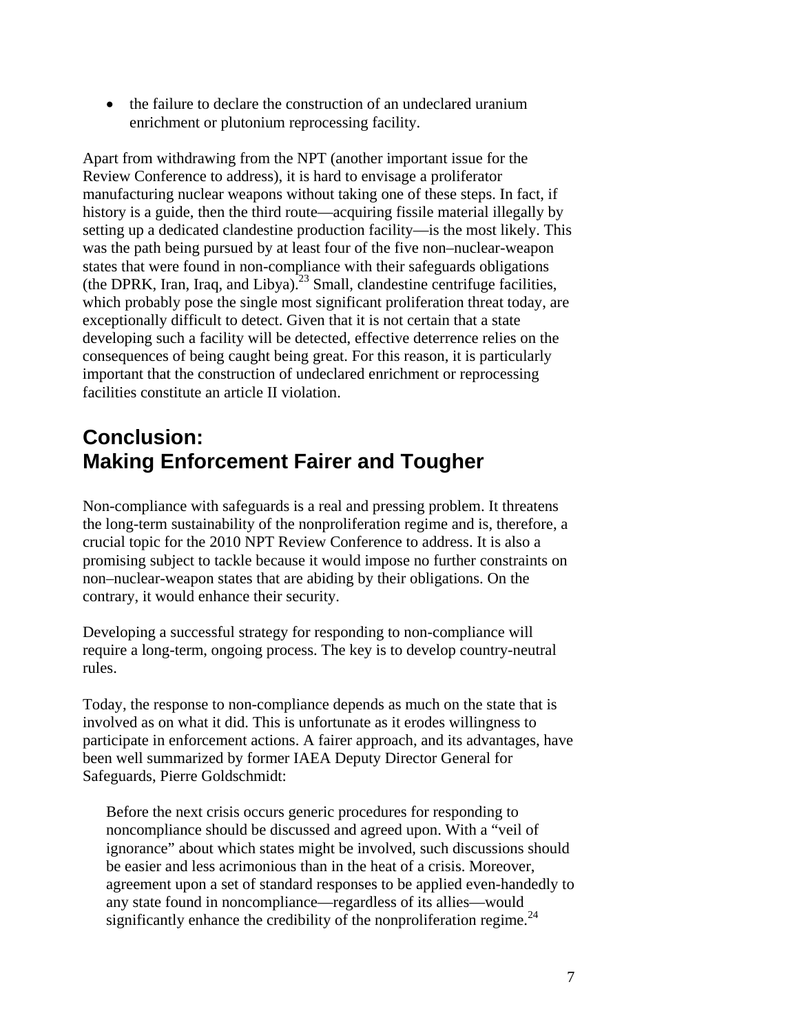- the failure to declare the construction of an undeclared uranium enrichment or plutonium reprocessing facility.

Apart from withdrawing from the NPT (another important issue for the Review Conference to address), it is hard to envisage a proliferator manufacturing nuclear weapons without taking one of these steps. In fact, if history is a guide, then the third route—acquiring fissile material illegally by setting up a dedicated clandestine production facility—is the most likely. This was the path being pursued by at least four of the five non–nuclear-weapon states that were found in non-compliance with their safeguards obligations (the DPRK, Iran, Iraq, and Libya).[23] Small, clandestine centrifuge facilities, which probably pose the single most significant proliferation threat today, are exceptionally difficult to detect. Given that it is not certain that a state developing such a facility will be detected, effective deterrence relies on the consequences of being caught being great. For this reason, it is particularly important that the construction of undeclared enrichment or reprocessing facilities constitute an article II violation.

## Conclusion: Making Enforcement Fairer and Tougher

Non-compliance with safeguards is a real and pressing problem. It threatens the long-term sustainability of the nonproliferation regime and is, therefore, a crucial topic for the 2010 NPT Review Conference to address. It is also a promising subject to tackle because it would impose no further constraints on non–nuclear-weapon states that are abiding by their obligations. On the contrary, it would enhance their security.

Developing a successful strategy for responding to non-compliance will require a long-term, ongoing process. The key is to develop country-neutral rules.

Today, the response to non-compliance depends as much on the state that is involved as on what it did. This is unfortunate as it erodes willingness to participate in enforcement actions. A fairer approach, and its advantages, have been well summarized by former IAEA Deputy Director General for Safeguards, Pierre Goldschmidt:

> Before the next crisis occurs generic procedures for responding to noncompliance should be discussed and agreed upon. With a "veil of ignorance" about which states might be involved, such discussions should be easier and less acrimonious than in the heat of a crisis. Moreover, agreement upon a set of standard responses to be applied even-handedly to any state found in noncompliance—regardless of its allies—would significantly enhance the credibility of the nonproliferation regime.[24]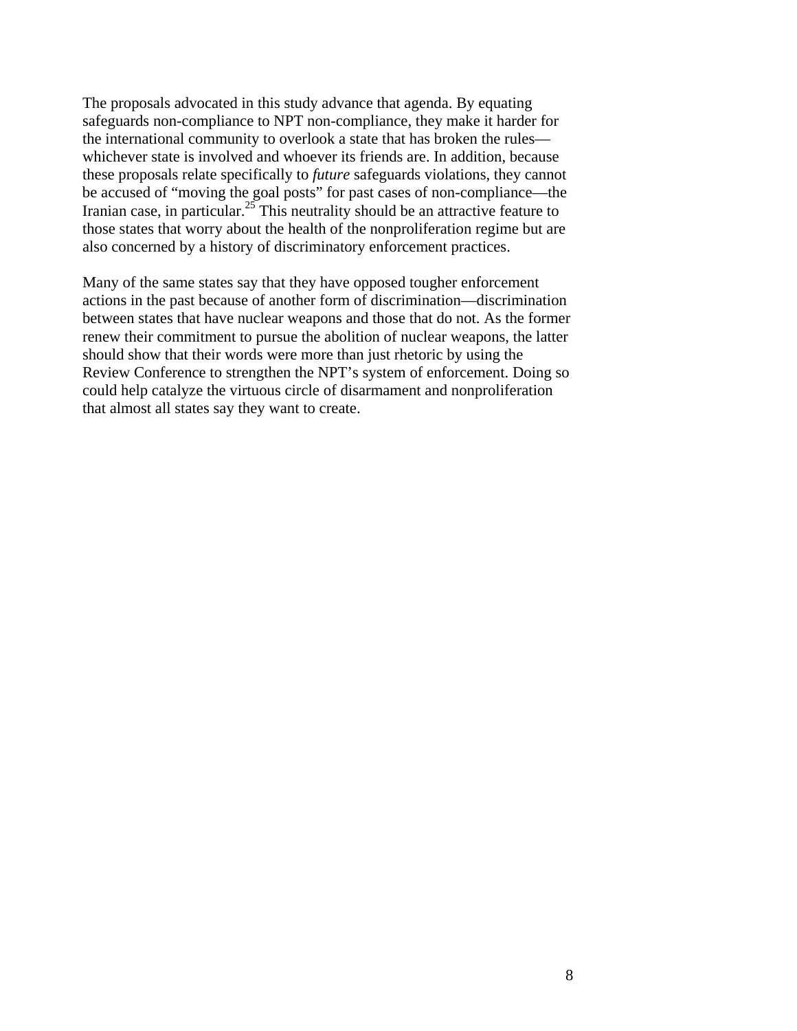The proposals advocated in this study advance that agenda. By equating safeguards non-compliance to NPT non-compliance, they make it harder for the international community to overlook a state that has broken the rules—whichever state is involved and whoever its friends are. In addition, because these proposals relate specifically to *future* safeguards violations, they cannot be accused of "moving the goal posts" for past cases of non-compliance—the Iranian case, in particular.[25] This neutrality should be an attractive feature to those states that worry about the health of the nonproliferation regime but are also concerned by a history of discriminatory enforcement practices.

Many of the same states say that they have opposed tougher enforcement actions in the past because of another form of discrimination—discrimination between states that have nuclear weapons and those that do not. As the former renew their commitment to pursue the abolition of nuclear weapons, the latter should show that their words were more than just rhetoric by using the Review Conference to strengthen the NPT's system of enforcement. Doing so could help catalyze the virtuous circle of disarmament and nonproliferation that almost all states say they want to create.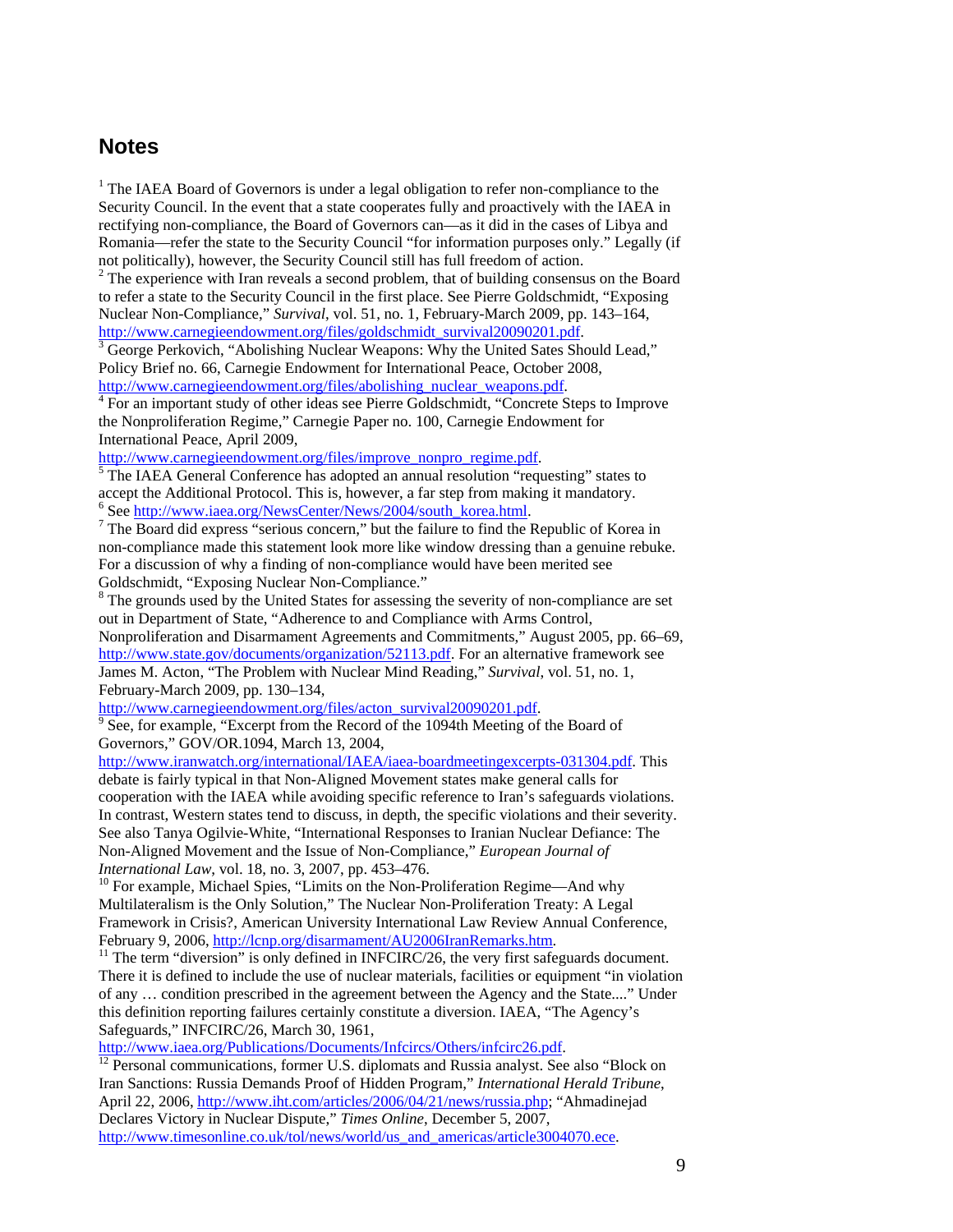## Notes

[1] The IAEA Board of Governors is under a legal obligation to refer non-compliance to the Security Council. In the event that a state cooperates fully and proactively with the IAEA in rectifying non-compliance, the Board of Governors can—as it did in the cases of Libya and Romania—refer the state to the Security Council "for information purposes only." Legally (if not politically), however, the Security Council still has full freedom of action.

[2] The experience with Iran reveals a second problem, that of building consensus on the Board to refer a state to the Security Council in the first place. See Pierre Goldschmidt, "Exposing Nuclear Non-Compliance," *Survival*, vol. 51, no. 1, February-March 2009, pp. 143–164, http://www.carnegieendowment.org/files/goldschmidt_survival20090201.pdf.

[3] George Perkovich, "Abolishing Nuclear Weapons: Why the United Sates Should Lead," Policy Brief no. 66, Carnegie Endowment for International Peace, October 2008, http://www.carnegieendowment.org/files/abolishing_nuclear_weapons.pdf.

[4] For an important study of other ideas see Pierre Goldschmidt, "Concrete Steps to Improve the Nonproliferation Regime," Carnegie Paper no. 100, Carnegie Endowment for International Peace, April 2009, http://www.carnegieendowment.org/files/improve_nonpro_regime.pdf.

[5] The IAEA General Conference has adopted an annual resolution "requesting" states to accept the Additional Protocol. This is, however, a far step from making it mandatory.

[6] See http://www.iaea.org/NewsCenter/News/2004/south_korea.html.

[7] The Board did express "serious concern," but the failure to find the Republic of Korea in non-compliance made this statement look more like window dressing than a genuine rebuke. For a discussion of why a finding of non-compliance would have been merited see Goldschmidt, "Exposing Nuclear Non-Compliance."

[8] The grounds used by the United States for assessing the severity of non-compliance are set out in Department of State, "Adherence to and Compliance with Arms Control, Nonproliferation and Disarmament Agreements and Commitments," August 2005, pp. 66–69, http://www.state.gov/documents/organization/52113.pdf. For an alternative framework see James M. Acton, "The Problem with Nuclear Mind Reading," *Survival*, vol. 51, no. 1, February-March 2009, pp. 130–134, http://www.carnegieendowment.org/files/acton_survival20090201.pdf.

[9] See, for example, "Excerpt from the Record of the 1094th Meeting of the Board of Governors," GOV/OR.1094, March 13, 2004, http://www.iranwatch.org/international/IAEA/iaea-boardmeetingexcerpts-031304.pdf. This debate is fairly typical in that Non-Aligned Movement states make general calls for cooperation with the IAEA while avoiding specific reference to Iran's safeguards violations. In contrast, Western states tend to discuss, in depth, the specific violations and their severity. See also Tanya Ogilvie-White, "International Responses to Iranian Nuclear Defiance: The Non-Aligned Movement and the Issue of Non-Compliance," *European Journal of International Law*, vol. 18, no. 3, 2007, pp. 453–476.

[10] For example, Michael Spies, "Limits on the Non-Proliferation Regime—And why Multilateralism is the Only Solution," The Nuclear Non-Proliferation Treaty: A Legal Framework in Crisis?, American University International Law Review Annual Conference, February 9, 2006, http://lcnp.org/disarmament/AU2006IranRemarks.htm.

[11] The term "diversion" is only defined in INFCIRC/26, the very first safeguards document. There it is defined to include the use of nuclear materials, facilities or equipment "in violation of any … condition prescribed in the agreement between the Agency and the State...." Under this definition reporting failures certainly constitute a diversion. IAEA, "The Agency's Safeguards," INFCIRC/26, March 30, 1961, http://www.iaea.org/Publications/Documents/Infcircs/Others/infcirc26.pdf.

[12] Personal communications, former U.S. diplomats and Russia analyst. See also "Block on Iran Sanctions: Russia Demands Proof of Hidden Program," *International Herald Tribune*, April 22, 2006, http://www.iht.com/articles/2006/04/21/news/russia.php; "Ahmadinejad Declares Victory in Nuclear Dispute," *Times Online*, December 5, 2007, http://www.timesonline.co.uk/tol/news/world/us_and_americas/article3004070.ece.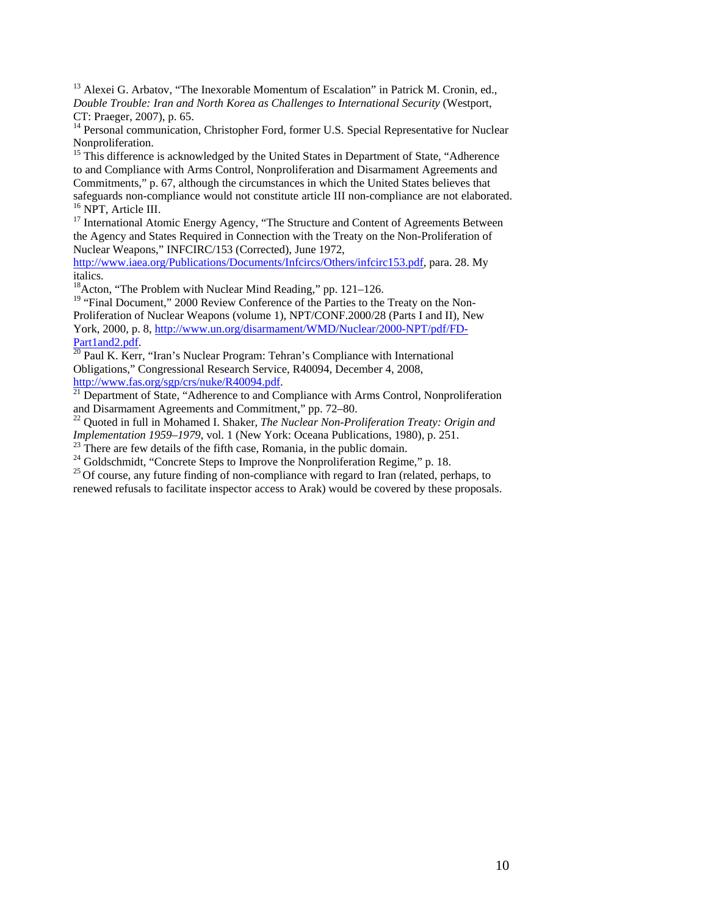[13] Alexei G. Arbatov, "The Inexorable Momentum of Escalation" in Patrick M. Cronin, ed., *Double Trouble: Iran and North Korea as Challenges to International Security* (Westport, CT: Praeger, 2007), p. 65.

[14] Personal communication, Christopher Ford, former U.S. Special Representative for Nuclear Nonproliferation.

[15] This difference is acknowledged by the United States in Department of State, "Adherence to and Compliance with Arms Control, Nonproliferation and Disarmament Agreements and Commitments," p. 67, although the circumstances in which the United States believes that safeguards non-compliance would not constitute article III non-compliance are not elaborated.

[16] NPT, Article III.

[17] International Atomic Energy Agency, "The Structure and Content of Agreements Between the Agency and States Required in Connection with the Treaty on the Non-Proliferation of Nuclear Weapons," INFCIRC/153 (Corrected), June 1972, http://www.iaea.org/Publications/Documents/Infcircs/Others/infcirc153.pdf, para. 28. My italics.

[18] Acton, "The Problem with Nuclear Mind Reading," pp. 121–126.

[19] "Final Document," 2000 Review Conference of the Parties to the Treaty on the Non-Proliferation of Nuclear Weapons (volume 1), NPT/CONF.2000/28 (Parts I and II), New York, 2000, p. 8, http://www.un.org/disarmament/WMD/Nuclear/2000-NPT/pdf/FD-Part1and2.pdf.

[20] Paul K. Kerr, "Iran's Nuclear Program: Tehran's Compliance with International Obligations," Congressional Research Service, R40094, December 4, 2008, http://www.fas.org/sgp/crs/nuke/R40094.pdf.

[21] Department of State, "Adherence to and Compliance with Arms Control, Nonproliferation and Disarmament Agreements and Commitment," pp. 72–80.

[22] Quoted in full in Mohamed I. Shaker, *The Nuclear Non-Proliferation Treaty: Origin and Implementation 1959–1979*, vol. 1 (New York: Oceana Publications, 1980), p. 251.

[23] There are few details of the fifth case, Romania, in the public domain.

[24] Goldschmidt, "Concrete Steps to Improve the Nonproliferation Regime," p. 18.

[25] Of course, any future finding of non-compliance with regard to Iran (related, perhaps, to renewed refusals to facilitate inspector access to Arak) would be covered by these proposals.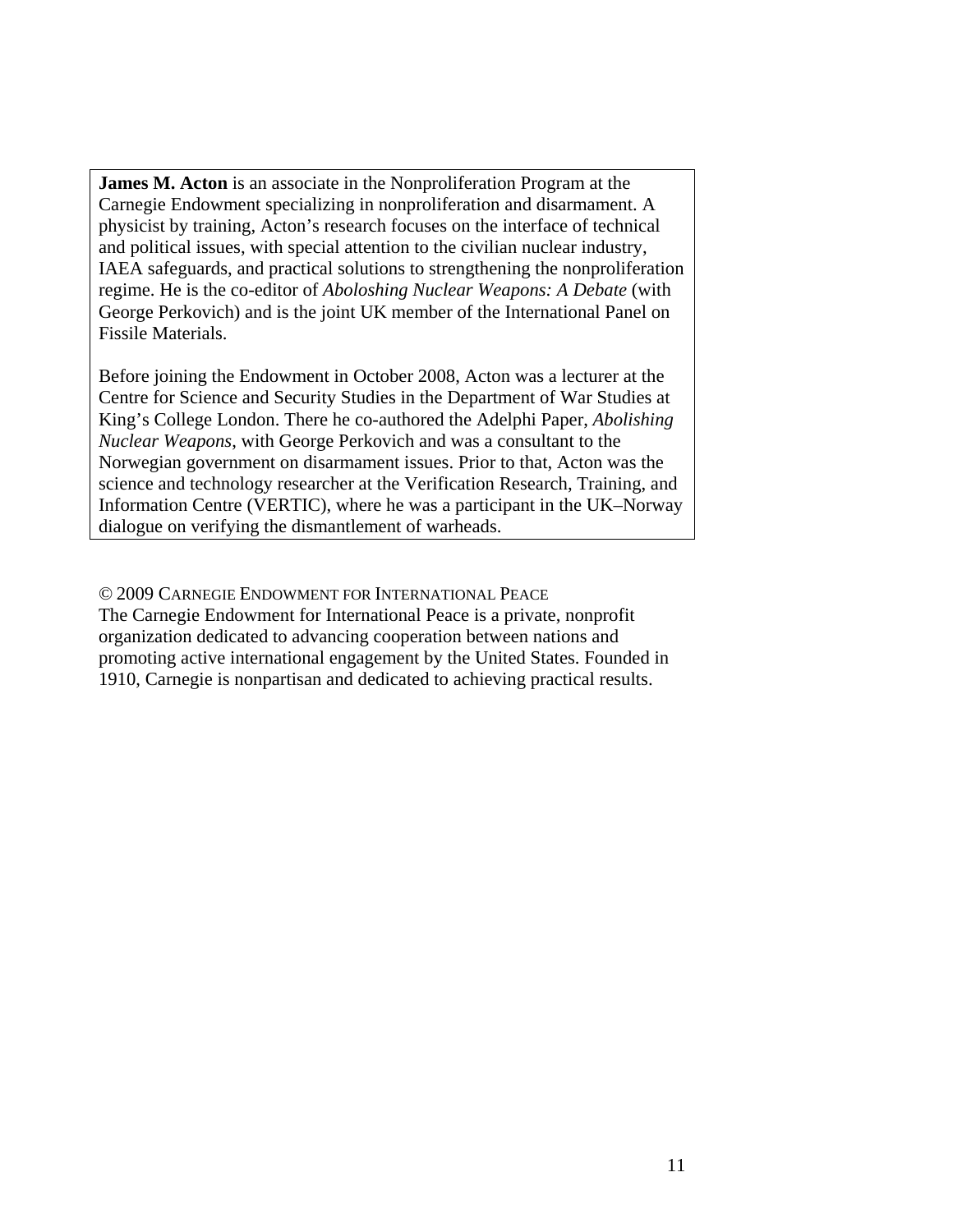**James M. Acton** is an associate in the Nonproliferation Program at the Carnegie Endowment specializing in nonproliferation and disarmament. A physicist by training, Acton's research focuses on the interface of technical and political issues, with special attention to the civilian nuclear industry, IAEA safeguards, and practical solutions to strengthening the nonproliferation regime. He is the co-editor of *Aboloshing Nuclear Weapons: A Debate* (with George Perkovich) and is the joint UK member of the International Panel on Fissile Materials.

Before joining the Endowment in October 2008, Acton was a lecturer at the Centre for Science and Security Studies in the Department of War Studies at King's College London. There he co-authored the Adelphi Paper, *Abolishing Nuclear Weapons*, with George Perkovich and was a consultant to the Norwegian government on disarmament issues. Prior to that, Acton was the science and technology researcher at the Verification Research, Training, and Information Centre (VERTIC), where he was a participant in the UK–Norway dialogue on verifying the dismantlement of warheads.

© 2009 CARNEGIE ENDOWMENT FOR INTERNATIONAL PEACE
The Carnegie Endowment for International Peace is a private, nonprofit organization dedicated to advancing cooperation between nations and promoting active international engagement by the United States. Founded in 1910, Carnegie is nonpartisan and dedicated to achieving practical results.